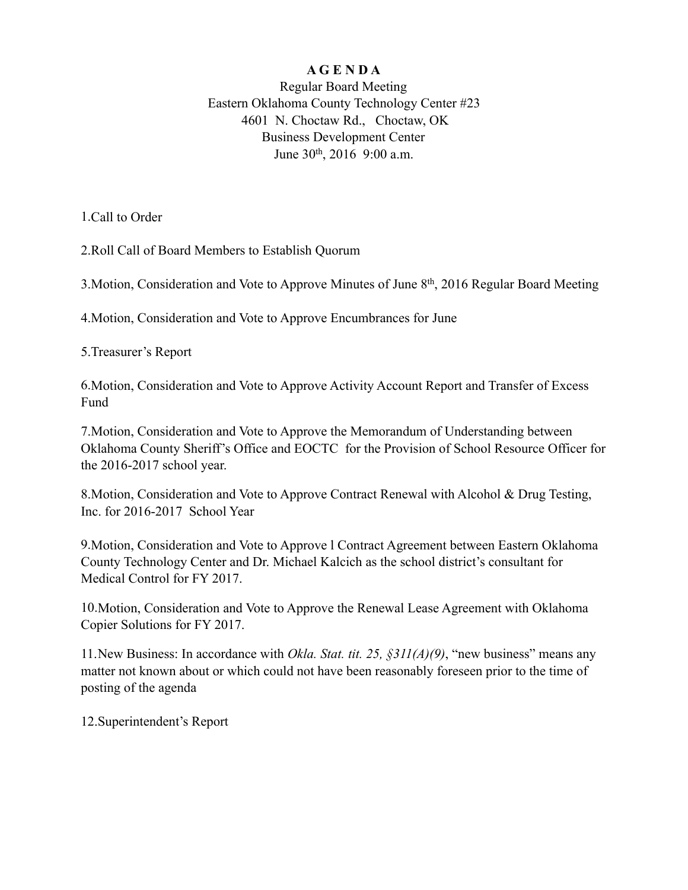# A G E N D A

Regular Board Meeting
Eastern Oklahoma County Technology Center #23
4601 N. Choctaw Rd., Choctaw, OK
Business Development Center
June 30th, 2016 9:00 a.m.

1.Call to Order

2.Roll Call of Board Members to Establish Quorum

3.Motion, Consideration and Vote to Approve Minutes of June 8th, 2016 Regular Board Meeting

4.Motion, Consideration and Vote to Approve Encumbrances for June

5.Treasurer's Report

6.Motion, Consideration and Vote to Approve Activity Account Report and Transfer of Excess Fund

7.Motion, Consideration and Vote to Approve the Memorandum of Understanding between Oklahoma County Sheriff's Office and EOCTC for the Provision of School Resource Officer for the 2016-2017 school year.

8.Motion, Consideration and Vote to Approve Contract Renewal with Alcohol & Drug Testing, Inc. for 2016-2017 School Year

9.Motion, Consideration and Vote to Approve l Contract Agreement between Eastern Oklahoma County Technology Center and Dr. Michael Kalcich as the school district's consultant for Medical Control for FY 2017.

10.Motion, Consideration and Vote to Approve the Renewal Lease Agreement with Oklahoma Copier Solutions for FY 2017.

11.New Business: In accordance with *Okla. Stat. tit. 25, §311(A)(9)*, "new business" means any matter not known about or which could not have been reasonably foreseen prior to the time of posting of the agenda

12.Superintendent's Report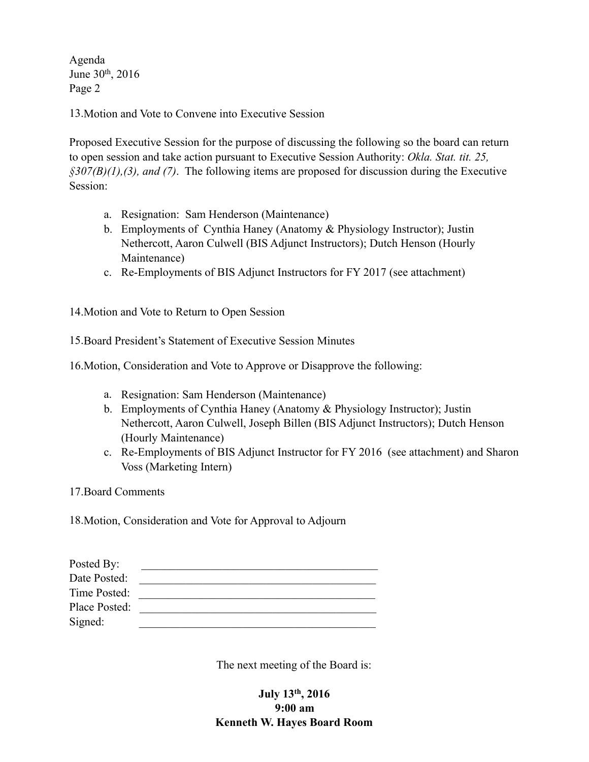13. Motion and Vote to Convene into Executive Session

Proposed Executive Session for the purpose of discussing the following so the board can return to open session and take action pursuant to Executive Session Authority: *Okla. Stat. tit. 25, §307(B)(1),(3), and (7)*. The following items are proposed for discussion during the Executive Session:

a. Resignation: Sam Henderson (Maintenance)
b. Employments of Cynthia Haney (Anatomy & Physiology Instructor); Justin Nethercott, Aaron Culwell (BIS Adjunct Instructors); Dutch Henson (Hourly Maintenance)
c. Re-Employments of BIS Adjunct Instructors for FY 2017 (see attachment)

14. Motion and Vote to Return to Open Session

15. Board President's Statement of Executive Session Minutes

16. Motion, Consideration and Vote to Approve or Disapprove the following:

a. Resignation: Sam Henderson (Maintenance)
b. Employments of Cynthia Haney (Anatomy & Physiology Instructor); Justin Nethercott, Aaron Culwell, Joseph Billen (BIS Adjunct Instructors); Dutch Henson (Hourly Maintenance)
c. Re-Employments of BIS Adjunct Instructor for FY 2016 (see attachment) and Sharon Voss (Marketing Intern)

17. Board Comments

18. Motion, Consideration and Vote for Approval to Adjourn

Posted By: ____________________________________________
Date Posted: ____________________________________________
Time Posted: ____________________________________________
Place Posted: ____________________________________________
Signed: ____________________________________________

The next meeting of the Board is:

**July 13th, 2016**
**9:00 am**
**Kenneth W. Hayes Board Room**